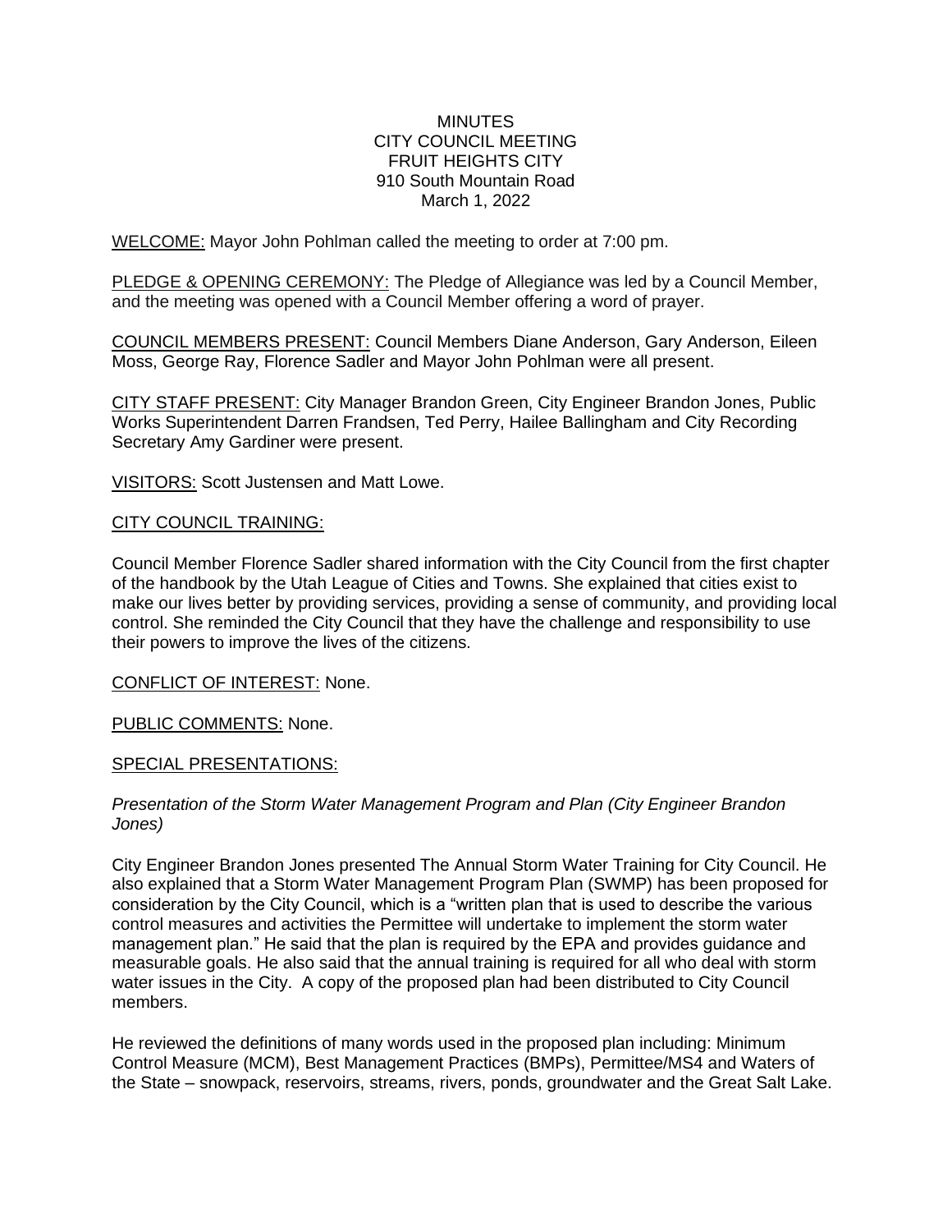MINUTES
CITY COUNCIL MEETING
FRUIT HEIGHTS CITY
910 South Mountain Road
March 1, 2022

WELCOME: Mayor John Pohlman called the meeting to order at 7:00 pm.

PLEDGE & OPENING CEREMONY: The Pledge of Allegiance was led by a Council Member, and the meeting was opened with a Council Member offering a word of prayer.

COUNCIL MEMBERS PRESENT: Council Members Diane Anderson, Gary Anderson, Eileen Moss, George Ray, Florence Sadler and Mayor John Pohlman were all present.

CITY STAFF PRESENT: City Manager Brandon Green, City Engineer Brandon Jones, Public Works Superintendent Darren Frandsen, Ted Perry, Hailee Ballingham and City Recording Secretary Amy Gardiner were present.

VISITORS: Scott Justensen and Matt Lowe.

CITY COUNCIL TRAINING:

Council Member Florence Sadler shared information with the City Council from the first chapter of the handbook by the Utah League of Cities and Towns. She explained that cities exist to make our lives better by providing services, providing a sense of community, and providing local control. She reminded the City Council that they have the challenge and responsibility to use their powers to improve the lives of the citizens.

CONFLICT OF INTEREST: None.

PUBLIC COMMENTS: None.

SPECIAL PRESENTATIONS:

*Presentation of the Storm Water Management Program and Plan (City Engineer Brandon Jones)*

City Engineer Brandon Jones presented The Annual Storm Water Training for City Council. He also explained that a Storm Water Management Program Plan (SWMP) has been proposed for consideration by the City Council, which is a "written plan that is used to describe the various control measures and activities the Permittee will undertake to implement the storm water management plan." He said that the plan is required by the EPA and provides guidance and measurable goals. He also said that the annual training is required for all who deal with storm water issues in the City. A copy of the proposed plan had been distributed to City Council members.

He reviewed the definitions of many words used in the proposed plan including: Minimum Control Measure (MCM), Best Management Practices (BMPs), Permittee/MS4 and Waters of the State – snowpack, reservoirs, streams, rivers, ponds, groundwater and the Great Salt Lake.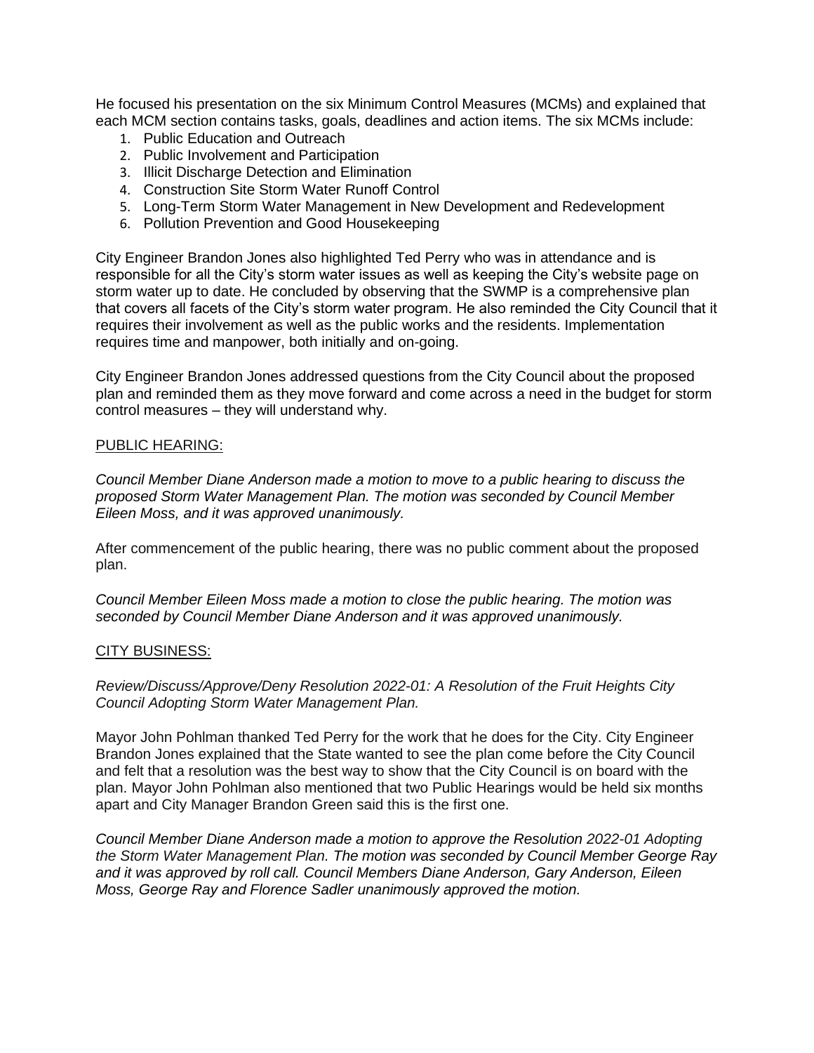He focused his presentation on the six Minimum Control Measures (MCMs) and explained that each MCM section contains tasks, goals, deadlines and action items. The six MCMs include:

1. Public Education and Outreach
2. Public Involvement and Participation
3. Illicit Discharge Detection and Elimination
4. Construction Site Storm Water Runoff Control
5. Long-Term Storm Water Management in New Development and Redevelopment
6. Pollution Prevention and Good Housekeeping

City Engineer Brandon Jones also highlighted Ted Perry who was in attendance and is responsible for all the City's storm water issues as well as keeping the City's website page on storm water up to date. He concluded by observing that the SWMP is a comprehensive plan that covers all facets of the City's storm water program. He also reminded the City Council that it requires their involvement as well as the public works and the residents. Implementation requires time and manpower, both initially and on-going.

City Engineer Brandon Jones addressed questions from the City Council about the proposed plan and reminded them as they move forward and come across a need in the budget for storm control measures – they will understand why.

PUBLIC HEARING:

*Council Member Diane Anderson made a motion to move to a public hearing to discuss the proposed Storm Water Management Plan. The motion was seconded by Council Member Eileen Moss, and it was approved unanimously.*

After commencement of the public hearing, there was no public comment about the proposed plan.

*Council Member Eileen Moss made a motion to close the public hearing. The motion was seconded by Council Member Diane Anderson and it was approved unanimously.*

CITY BUSINESS:

*Review/Discuss/Approve/Deny Resolution 2022-01: A Resolution of the Fruit Heights City Council Adopting Storm Water Management Plan.*

Mayor John Pohlman thanked Ted Perry for the work that he does for the City. City Engineer Brandon Jones explained that the State wanted to see the plan come before the City Council and felt that a resolution was the best way to show that the City Council is on board with the plan. Mayor John Pohlman also mentioned that two Public Hearings would be held six months apart and City Manager Brandon Green said this is the first one.

*Council Member Diane Anderson made a motion to approve the Resolution 2022-01 Adopting the Storm Water Management Plan. The motion was seconded by Council Member George Ray and it was approved by roll call. Council Members Diane Anderson, Gary Anderson, Eileen Moss, George Ray and Florence Sadler unanimously approved the motion.*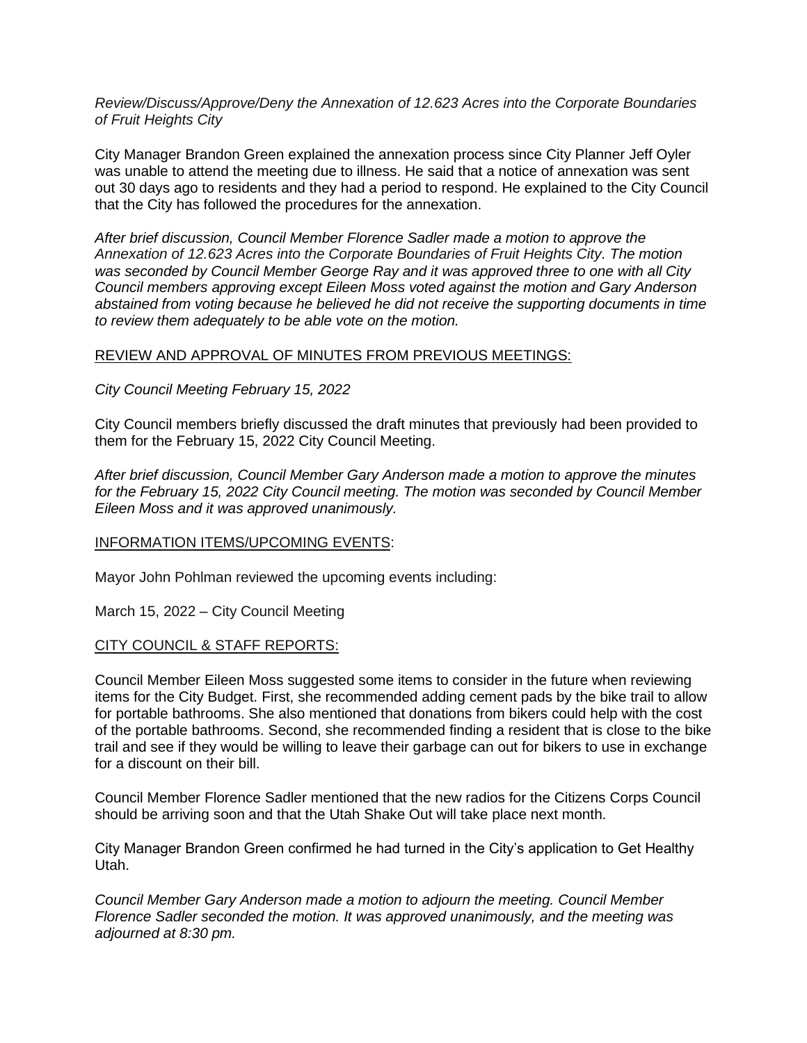*Review/Discuss/Approve/Deny the Annexation of 12.623 Acres into the Corporate Boundaries of Fruit Heights City*

City Manager Brandon Green explained the annexation process since City Planner Jeff Oyler was unable to attend the meeting due to illness. He said that a notice of annexation was sent out 30 days ago to residents and they had a period to respond. He explained to the City Council that the City has followed the procedures for the annexation.

*After brief discussion, Council Member Florence Sadler made a motion to approve the Annexation of 12.623 Acres into the Corporate Boundaries of Fruit Heights City. The motion was seconded by Council Member George Ray and it was approved three to one with all City Council members approving except Eileen Moss voted against the motion and Gary Anderson abstained from voting because he believed he did not receive the supporting documents in time to review them adequately to be able vote on the motion.*

<u>REVIEW AND APPROVAL OF MINUTES FROM PREVIOUS MEETINGS:</u>

*City Council Meeting February 15, 2022*

City Council members briefly discussed the draft minutes that previously had been provided to them for the February 15, 2022 City Council Meeting.

*After brief discussion, Council Member Gary Anderson made a motion to approve the minutes for the February 15, 2022 City Council meeting. The motion was seconded by Council Member Eileen Moss and it was approved unanimously.*

<u>INFORMATION ITEMS/UPCOMING EVENTS</u>:

Mayor John Pohlman reviewed the upcoming events including:

March 15, 2022 – City Council Meeting

<u>CITY COUNCIL & STAFF REPORTS:</u>

Council Member Eileen Moss suggested some items to consider in the future when reviewing items for the City Budget. First, she recommended adding cement pads by the bike trail to allow for portable bathrooms. She also mentioned that donations from bikers could help with the cost of the portable bathrooms. Second, she recommended finding a resident that is close to the bike trail and see if they would be willing to leave their garbage can out for bikers to use in exchange for a discount on their bill.

Council Member Florence Sadler mentioned that the new radios for the Citizens Corps Council should be arriving soon and that the Utah Shake Out will take place next month.

City Manager Brandon Green confirmed he had turned in the City's application to Get Healthy Utah.

*Council Member Gary Anderson made a motion to adjourn the meeting. Council Member Florence Sadler seconded the motion. It was approved unanimously, and the meeting was adjourned at 8:30 pm.*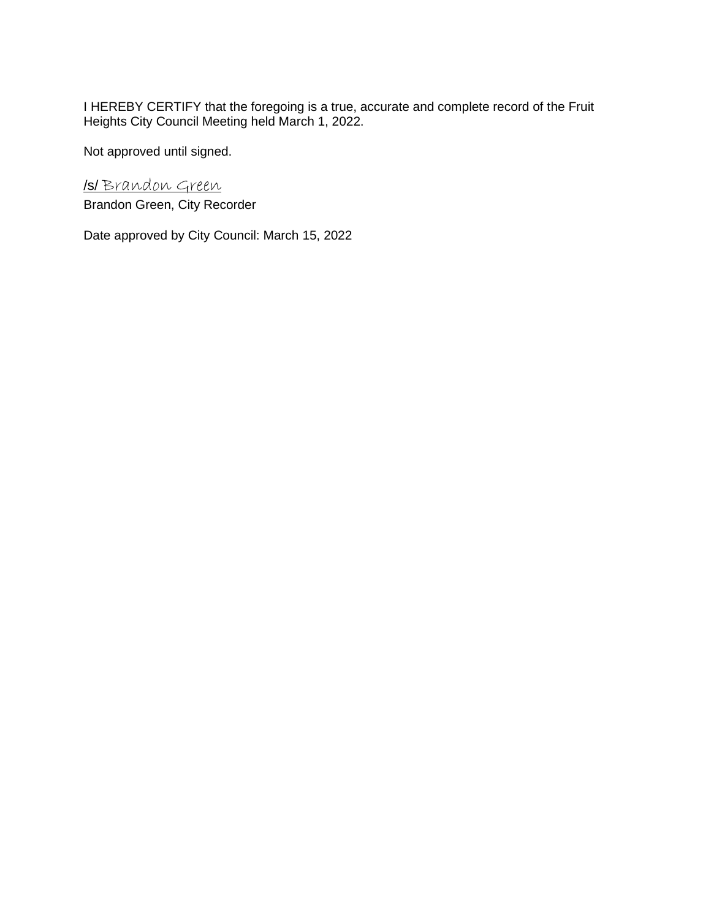I HEREBY CERTIFY that the foregoing is a true, accurate and complete record of the Fruit Heights City Council Meeting held March 1, 2022.

Not approved until signed.

/s/ Brandon Green
Brandon Green, City Recorder

Date approved by City Council: March 15, 2022